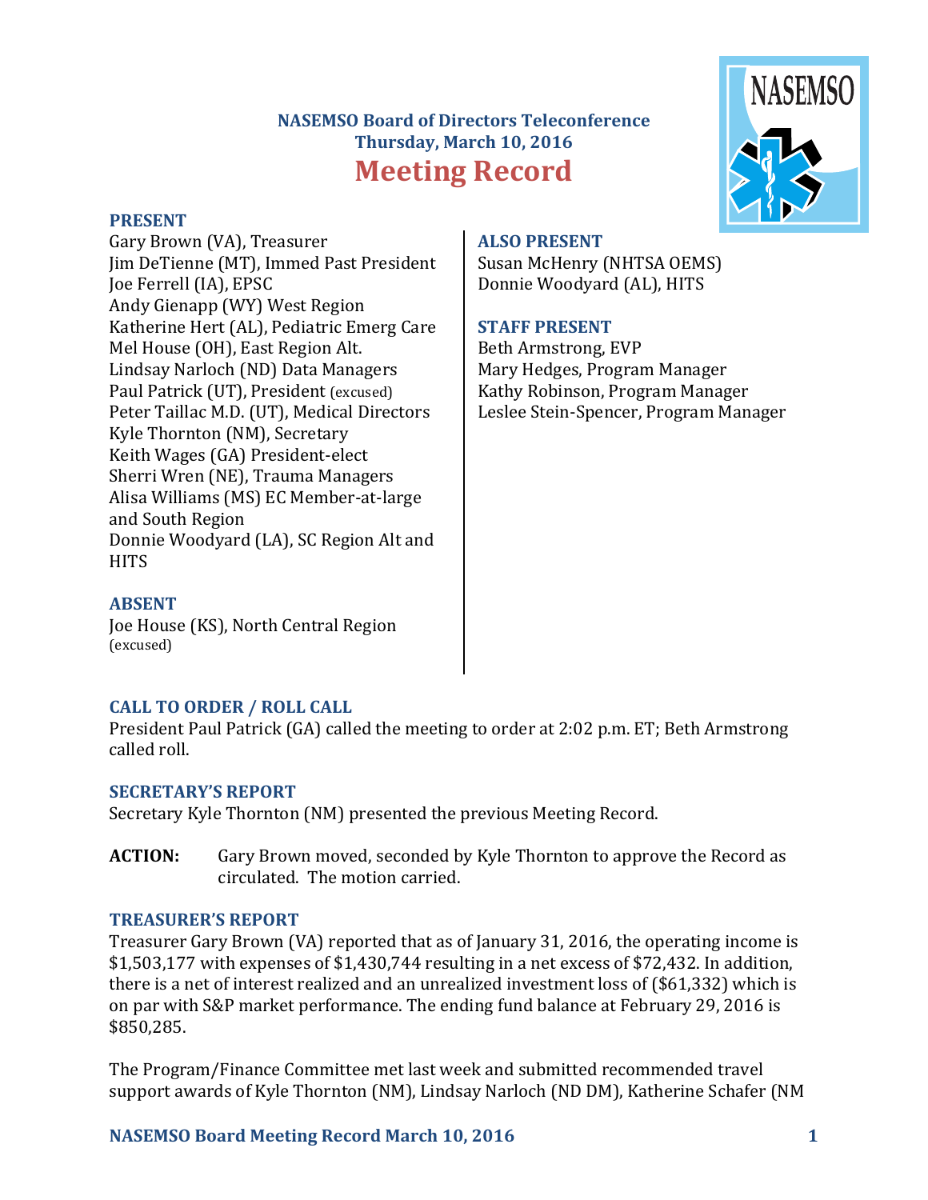# NASEMSO Board of Directors Teleconference
## Thursday, March 10, 2016
# Meeting Record

### PRESENT

Gary Brown (VA), Treasurer
Jim DeTienne (MT), Immed Past President
Joe Ferrell (IA), EPSC
Andy Gienapp (WY) West Region
Katherine Hert (AL), Pediatric Emerg Care
Mel House (OH), East Region Alt.
Lindsay Narloch (ND) Data Managers
Paul Patrick (UT), President (excused)
Peter Taillac M.D. (UT), Medical Directors
Kyle Thornton (NM), Secretary
Keith Wages (GA) President-elect
Sherri Wren (NE), Trauma Managers
Alisa Williams (MS) EC Member-at-large and South Region
Donnie Woodyard (LA), SC Region Alt and HITS

### ABSENT

Joe House (KS), North Central Region (excused)

### ALSO PRESENT

Susan McHenry (NHTSA OEMS)
Donnie Woodyard (AL), HITS

### STAFF PRESENT

Beth Armstrong, EVP
Mary Hedges, Program Manager
Kathy Robinson, Program Manager
Leslee Stein-Spencer, Program Manager

### CALL TO ORDER / ROLL CALL

President Paul Patrick (GA) called the meeting to order at 2:02 p.m. ET; Beth Armstrong called roll.

### SECRETARY'S REPORT

Secretary Kyle Thornton (NM) presented the previous Meeting Record.

**ACTION:** Gary Brown moved, seconded by Kyle Thornton to approve the Record as circulated. The motion carried.

### TREASURER'S REPORT

Treasurer Gary Brown (VA) reported that as of January 31, 2016, the operating income is $1,503,177 with expenses of $1,430,744 resulting in a net excess of $72,432. In addition, there is a net of interest realized and an unrealized investment loss of ($61,332) which is on par with S&P market performance. The ending fund balance at February 29, 2016 is $850,285.

The Program/Finance Committee met last week and submitted recommended travel support awards of Kyle Thornton (NM), Lindsay Narloch (ND DM), Katherine Schafer (NM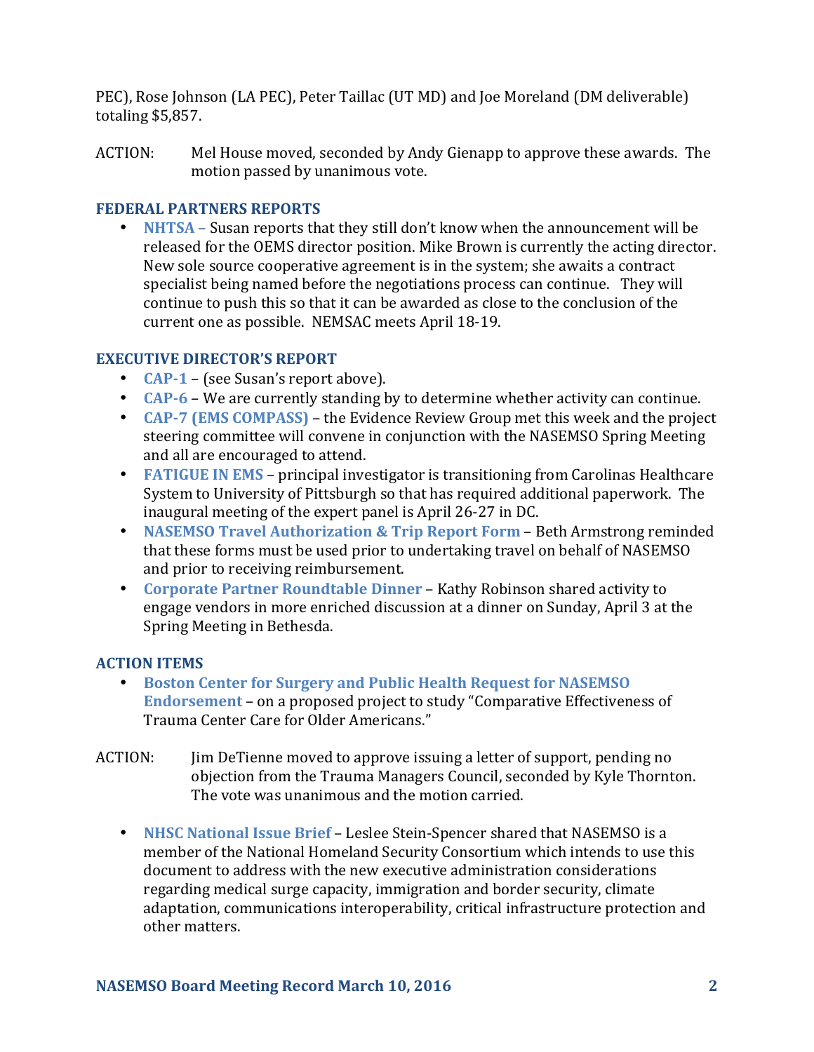PEC), Rose Johnson (LA PEC), Peter Taillac (UT MD) and Joe Moreland (DM deliverable) totaling $5,857.

ACTION: Mel House moved, seconded by Andy Gienapp to approve these awards. The motion passed by unanimous vote.

## FEDERAL PARTNERS REPORTS

- **NHTSA –** Susan reports that they still don't know when the announcement will be released for the OEMS director position. Mike Brown is currently the acting director. New sole source cooperative agreement is in the system; she awaits a contract specialist being named before the negotiations process can continue. They will continue to push this so that it can be awarded as close to the conclusion of the current one as possible. NEMSAC meets April 18-19.

## EXECUTIVE DIRECTOR'S REPORT

- **CAP-1** – (see Susan's report above).
- **CAP-6** – We are currently standing by to determine whether activity can continue.
- **CAP-7 (EMS COMPASS)** – the Evidence Review Group met this week and the project steering committee will convene in conjunction with the NASEMSO Spring Meeting and all are encouraged to attend.
- **FATIGUE IN EMS** – principal investigator is transitioning from Carolinas Healthcare System to University of Pittsburgh so that has required additional paperwork. The inaugural meeting of the expert panel is April 26-27 in DC.
- **NASEMSO Travel Authorization & Trip Report Form** – Beth Armstrong reminded that these forms must be used prior to undertaking travel on behalf of NASEMSO and prior to receiving reimbursement.
- **Corporate Partner Roundtable Dinner** – Kathy Robinson shared activity to engage vendors in more enriched discussion at a dinner on Sunday, April 3 at the Spring Meeting in Bethesda.

## ACTION ITEMS

- **Boston Center for Surgery and Public Health Request for NASEMSO Endorsement** – on a proposed project to study "Comparative Effectiveness of Trauma Center Care for Older Americans."

ACTION: Jim DeTienne moved to approve issuing a letter of support, pending no objection from the Trauma Managers Council, seconded by Kyle Thornton. The vote was unanimous and the motion carried.

- **NHSC National Issue Brief** – Leslee Stein-Spencer shared that NASEMSO is a member of the National Homeland Security Consortium which intends to use this document to address with the new executive administration considerations regarding medical surge capacity, immigration and border security, climate adaptation, communications interoperability, critical infrastructure protection and other matters.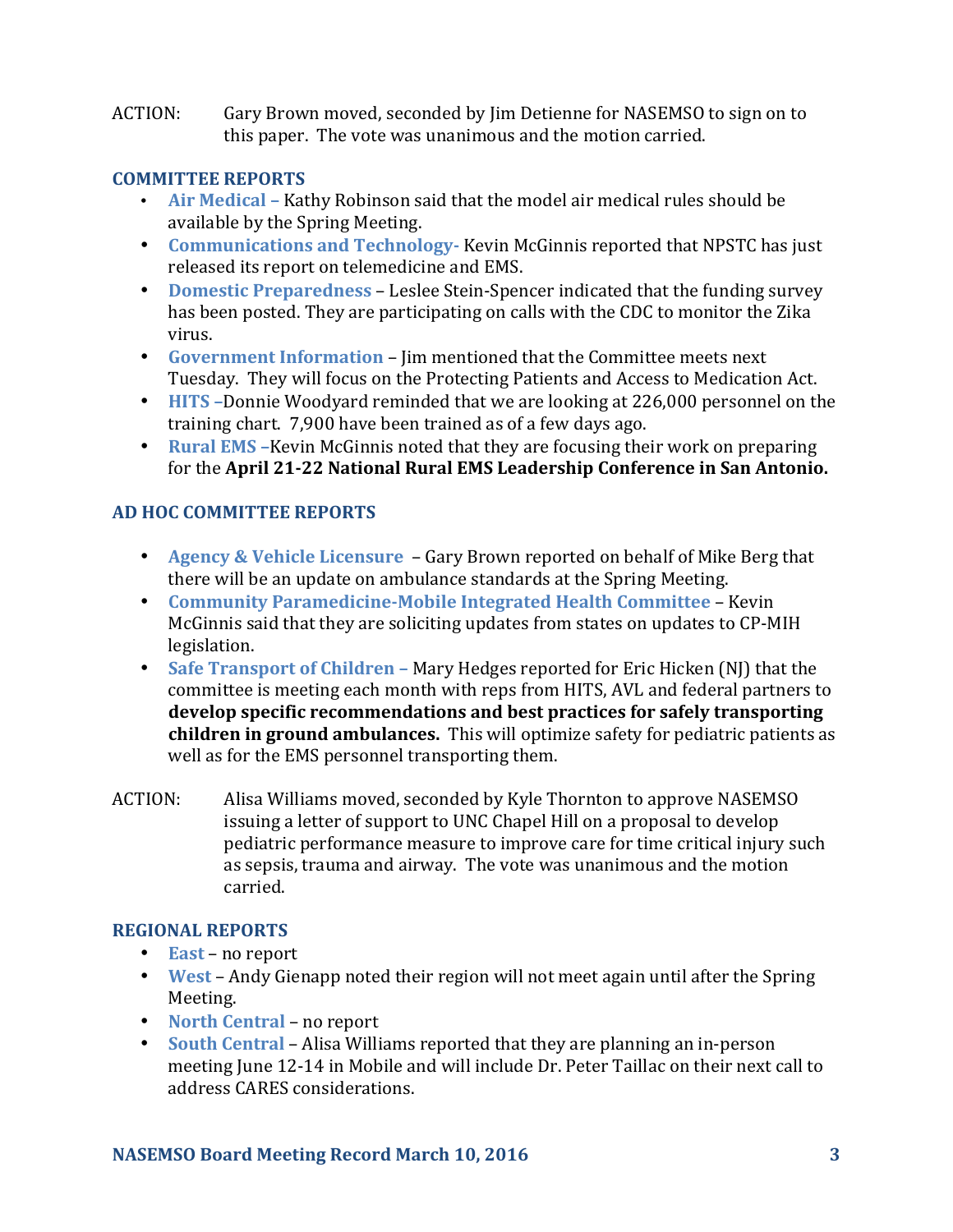ACTION: Gary Brown moved, seconded by Jim Detienne for NASEMSO to sign on to this paper. The vote was unanimous and the motion carried.

## COMMITTEE REPORTS

- **Air Medical** – Kathy Robinson said that the model air medical rules should be available by the Spring Meeting.
- **Communications and Technology**- Kevin McGinnis reported that NPSTC has just released its report on telemedicine and EMS.
- **Domestic Preparedness** – Leslee Stein-Spencer indicated that the funding survey has been posted. They are participating on calls with the CDC to monitor the Zika virus.
- **Government Information** – Jim mentioned that the Committee meets next Tuesday. They will focus on the Protecting Patients and Access to Medication Act.
- **HITS** –Donnie Woodyard reminded that we are looking at 226,000 personnel on the training chart. 7,900 have been trained as of a few days ago.
- **Rural EMS** –Kevin McGinnis noted that they are focusing their work on preparing for the **April 21-22 National Rural EMS Leadership Conference in San Antonio.**

## AD HOC COMMITTEE REPORTS

- **Agency & Vehicle Licensure** – Gary Brown reported on behalf of Mike Berg that there will be an update on ambulance standards at the Spring Meeting.
- **Community Paramedicine-Mobile Integrated Health Committee** – Kevin McGinnis said that they are soliciting updates from states on updates to CP-MIH legislation.
- **Safe Transport of Children** – Mary Hedges reported for Eric Hicken (NJ) that the committee is meeting each month with reps from HITS, AVL and federal partners to **develop specific recommendations and best practices for safely transporting children in ground ambulances.** This will optimize safety for pediatric patients as well as for the EMS personnel transporting them.

ACTION: Alisa Williams moved, seconded by Kyle Thornton to approve NASEMSO issuing a letter of support to UNC Chapel Hill on a proposal to develop pediatric performance measure to improve care for time critical injury such as sepsis, trauma and airway. The vote was unanimous and the motion carried.

## REGIONAL REPORTS

- **East** – no report
- **West** – Andy Gienapp noted their region will not meet again until after the Spring Meeting.
- **North Central** – no report
- **South Central** – Alisa Williams reported that they are planning an in-person meeting June 12-14 in Mobile and will include Dr. Peter Taillac on their next call to address CARES considerations.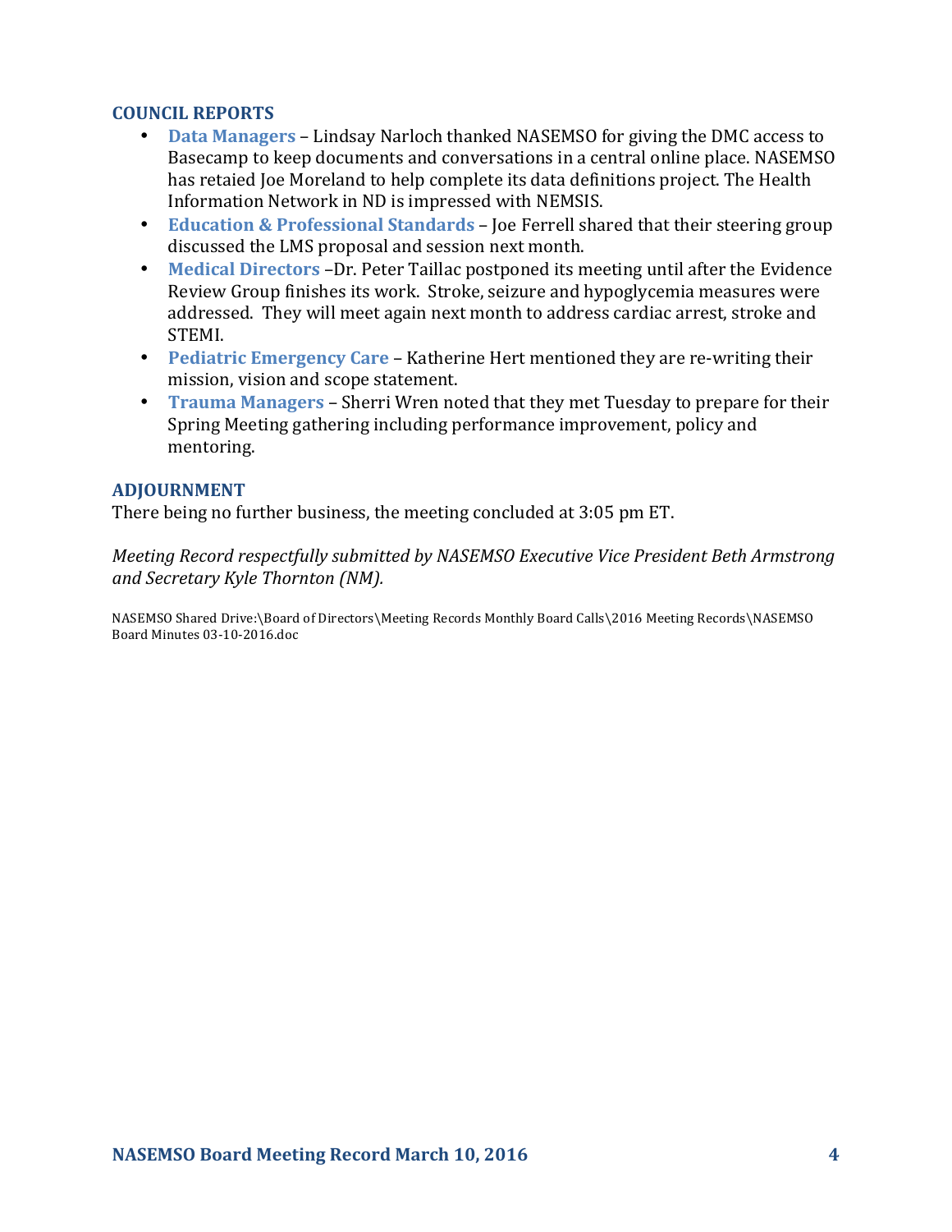## COUNCIL REPORTS

- **Data Managers** – Lindsay Narloch thanked NASEMSO for giving the DMC access to Basecamp to keep documents and conversations in a central online place. NASEMSO has retaied Joe Moreland to help complete its data definitions project. The Health Information Network in ND is impressed with NEMSIS.
- **Education & Professional Standards** – Joe Ferrell shared that their steering group discussed the LMS proposal and session next month.
- **Medical Directors** –Dr. Peter Taillac postponed its meeting until after the Evidence Review Group finishes its work. Stroke, seizure and hypoglycemia measures were addressed. They will meet again next month to address cardiac arrest, stroke and STEMI.
- **Pediatric Emergency Care** – Katherine Hert mentioned they are re-writing their mission, vision and scope statement.
- **Trauma Managers** – Sherri Wren noted that they met Tuesday to prepare for their Spring Meeting gathering including performance improvement, policy and mentoring.

## ADJOURNMENT

There being no further business, the meeting concluded at 3:05 pm ET.

*Meeting Record respectfully submitted by NASEMSO Executive Vice President Beth Armstrong and Secretary Kyle Thornton (NM).*

NASEMSO Shared Drive:\Board of Directors\Meeting Records Monthly Board Calls\2016 Meeting Records\NASEMSO Board Minutes 03-10-2016.doc